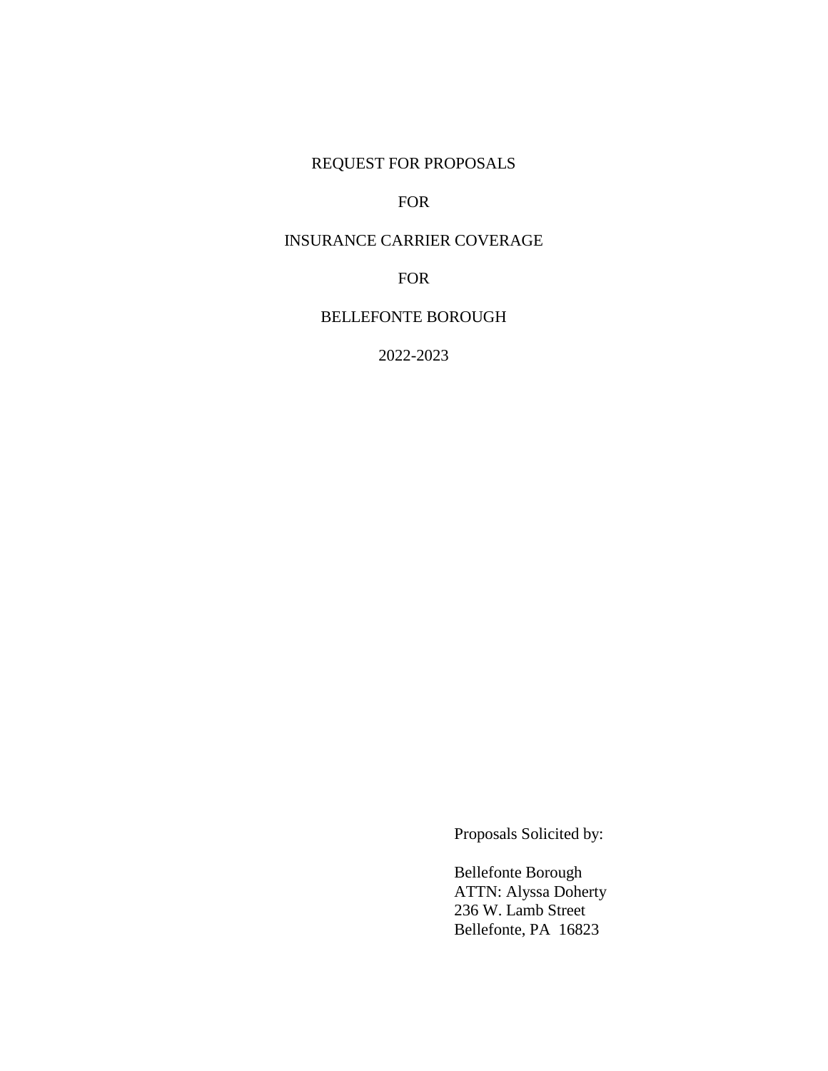# REQUEST FOR PROPOSALS

# FOR

# INSURANCE CARRIER COVERAGE

# FOR

# BELLEFONTE BOROUGH

# 2022-2023

Proposals Solicited by:

Bellefonte Borough
ATTN: Alyssa Doherty
236 W. Lamb Street
Bellefonte, PA 16823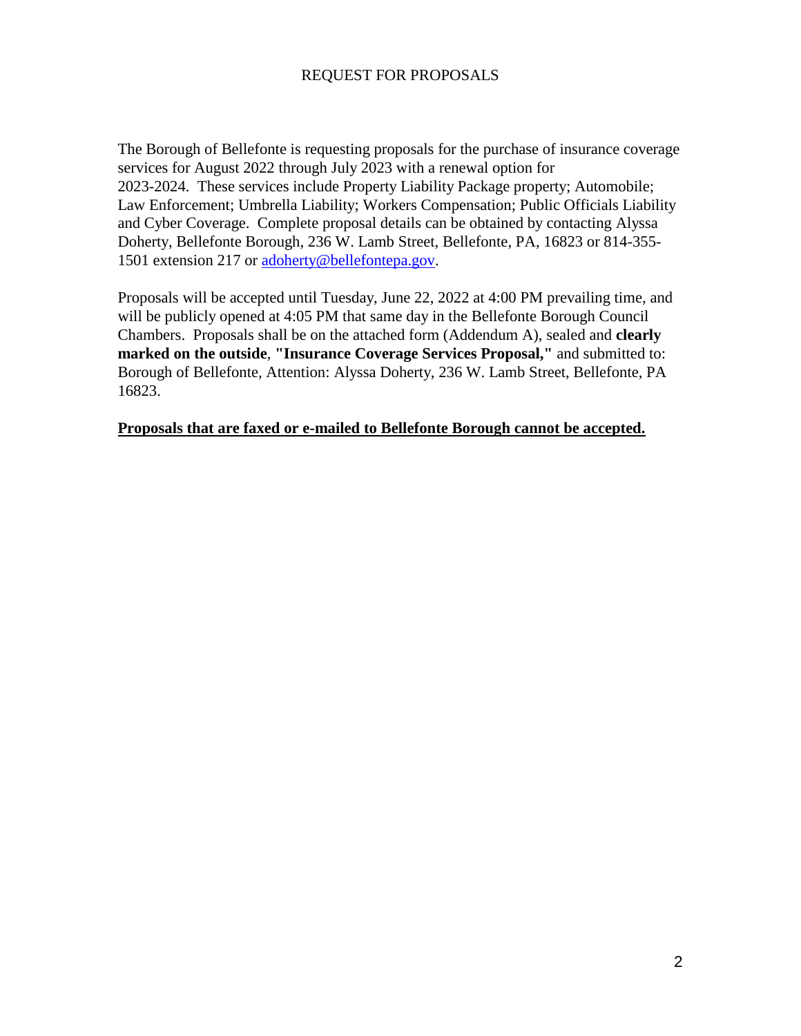# REQUEST FOR PROPOSALS

The Borough of Bellefonte is requesting proposals for the purchase of insurance coverage services for August 2022 through July 2023 with a renewal option for 2023-2024. These services include Property Liability Package property; Automobile; Law Enforcement; Umbrella Liability; Workers Compensation; Public Officials Liability and Cyber Coverage. Complete proposal details can be obtained by contacting Alyssa Doherty, Bellefonte Borough, 236 W. Lamb Street, Bellefonte, PA, 16823 or 814-355-1501 extension 217 or adoherty@bellefontepa.gov.

Proposals will be accepted until Tuesday, June 22, 2022 at 4:00 PM prevailing time, and will be publicly opened at 4:05 PM that same day in the Bellefonte Borough Council Chambers. Proposals shall be on the attached form (Addendum A), sealed and **clearly marked on the outside**, **"Insurance Coverage Services Proposal,"** and submitted to: Borough of Bellefonte, Attention: Alyssa Doherty, 236 W. Lamb Street, Bellefonte, PA 16823.

**Proposals that are faxed or e-mailed to Bellefonte Borough cannot be accepted.**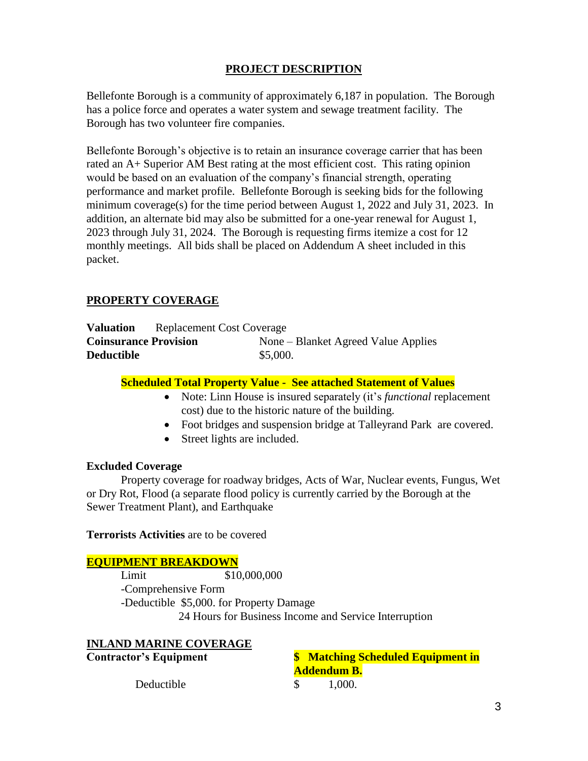## PROJECT DESCRIPTION

Bellefonte Borough is a community of approximately 6,187 in population. The Borough has a police force and operates a water system and sewage treatment facility. The Borough has two volunteer fire companies.

Bellefonte Borough's objective is to retain an insurance coverage carrier that has been rated an A+ Superior AM Best rating at the most efficient cost. This rating opinion would be based on an evaluation of the company's financial strength, operating performance and market profile. Bellefonte Borough is seeking bids for the following minimum coverage(s) for the time period between August 1, 2022 and July 31, 2023. In addition, an alternate bid may also be submitted for a one-year renewal for August 1, 2023 through July 31, 2024. The Borough is requesting firms itemize a cost for 12 monthly meetings. All bids shall be placed on Addendum A sheet included in this packet.

### PROPERTY COVERAGE

**Valuation** Replacement Cost Coverage
**Coinsurance Provision** None – Blanket Agreed Value Applies
**Deductible** $5,000.

**Scheduled Total Property Value - See attached Statement of Values**

- Note: Linn House is insured separately (it's *functional* replacement cost) due to the historic nature of the building.
- Foot bridges and suspension bridge at Talleyrand Park are covered.
- Street lights are included.

**Excluded Coverage**

Property coverage for roadway bridges, Acts of War, Nuclear events, Fungus, Wet or Dry Rot, Flood (a separate flood policy is currently carried by the Borough at the Sewer Treatment Plant), and Earthquake

**Terrorists Activities** are to be covered

### EQUIPMENT BREAKDOWN

Limit $10,000,000
-Comprehensive Form
-Deductible $5,000. for Property Damage
24 Hours for Business Income and Service Interruption

### INLAND MARINE COVERAGE

**Contractor's Equipment** **$ Matching Scheduled Equipment in Addendum B.**

Deductible $ 1,000.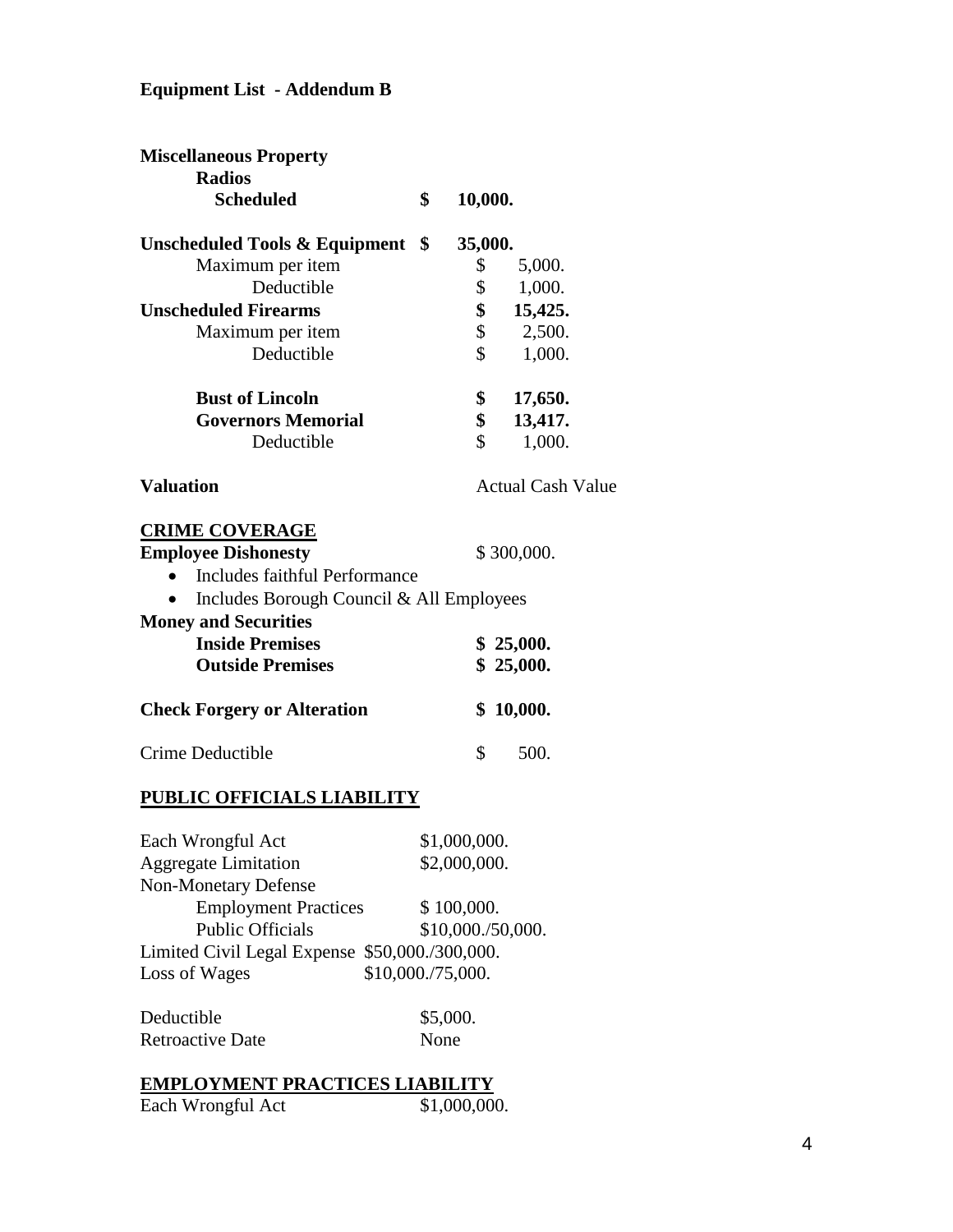**Equipment List - Addendum B**

**Miscellaneous Property**

**Radios**

| | |
|---|---|
| **Scheduled** | **$ 10,000.** |
| **Unscheduled Tools & Equipment** | **$ 35,000.** |
| Maximum per item | $ 5,000. |
| Deductible | $ 1,000. |
| **Unscheduled Firearms** | **$ 15,425.** |
| Maximum per item | $ 2,500. |
| Deductible | $ 1,000. |
| **Bust of Lincoln** | **$ 17,650.** |
| **Governors Memorial** | **$ 13,417.** |
| Deductible | $ 1,000. |
| **Valuation** | Actual Cash Value |

**CRIME COVERAGE**

**Employee Dishonesty** $ 300,000.

- Includes faithful Performance
- Includes Borough Council & All Employees

**Money and Securities**

| | |
|---|---|
| **Inside Premises** | **$ 25,000.** |
| **Outside Premises** | **$ 25,000.** |
| **Check Forgery or Alteration** | **$ 10,000.** |
| Crime Deductible | $ 500. |

**PUBLIC OFFICIALS LIABILITY**

| | |
|---|---|
| Each Wrongful Act | $1,000,000. |
| Aggregate Limitation | $2,000,000. |
| Non-Monetary Defense | |
| Employment Practices | $ 100,000. |
| Public Officials | $10,000./50,000. |
| Limited Civil Legal Expense | $50,000./300,000. |
| Loss of Wages | $10,000./75,000. |
| Deductible | $5,000. |
| Retroactive Date | None |

**EMPLOYMENT PRACTICES LIABILITY**

Each Wrongful Act $1,000,000.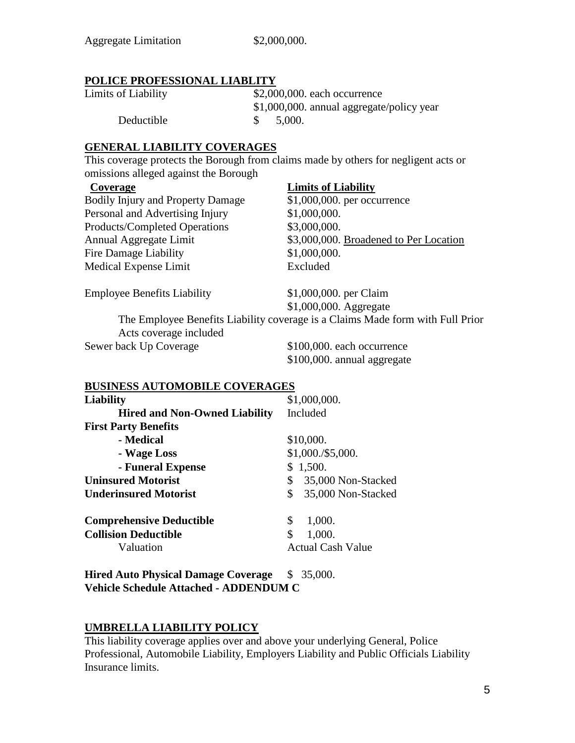| | |
|---|---|
| Aggregate Limitation | \$2,000,000. |

## POLICE PROFESSIONAL LIABLITY

| | |
|---|---|
| Limits of Liability | \$2,000,000. each occurrence |
| | \$1,000,000. annual aggregate/policy year |
| Deductible | \$ 5,000. |

## GENERAL LIABILITY COVERAGES

This coverage protects the Borough from claims made by others for negligent acts or omissions alleged against the Borough

| Coverage | Limits of Liability |
|---|---|
| Bodily Injury and Property Damage | \$1,000,000. per occurrence |
| Personal and Advertising Injury | \$1,000,000. |
| Products/Completed Operations | \$3,000,000. |
| Annual Aggregate Limit | \$3,000,000. Broadened to Per Location |
| Fire Damage Liability | \$1,000,000. |
| Medical Expense Limit | Excluded |

| | |
|---|---|
| Employee Benefits Liability | \$1,000,000. per Claim |
| | \$1,000,000. Aggregate |

The Employee Benefits Liability coverage is a Claims Made form with Full Prior Acts coverage included

| | |
|---|---|
| Sewer back Up Coverage | \$100,000. each occurrence |
| | \$100,000. annual aggregate |

## BUSINESS AUTOMOBILE COVERAGES

| | |
|---|---|
| **Liability** | \$1,000,000. |
| **Hired and Non-Owned Liability** | Included |
| **First Party Benefits** | |
| **- Medical** | \$10,000. |
| **- Wage Loss** | \$1,000./\$5,000. |
| **- Funeral Expense** | \$ 1,500. |
| **Uninsured Motorist** | \$ 35,000 Non-Stacked |
| **Underinsured Motorist** | \$ 35,000 Non-Stacked |
| | |
| **Comprehensive Deductible** | \$ 1,000. |
| **Collision Deductible** | \$ 1,000. |
| Valuation | Actual Cash Value |

**Hired Auto Physical Damage Coverage** \$ 35,000.
**Vehicle Schedule Attached - ADDENDUM C**

## UMBRELLA LIABILITY POLICY

This liability coverage applies over and above your underlying General, Police Professional, Automobile Liability, Employers Liability and Public Officials Liability Insurance limits.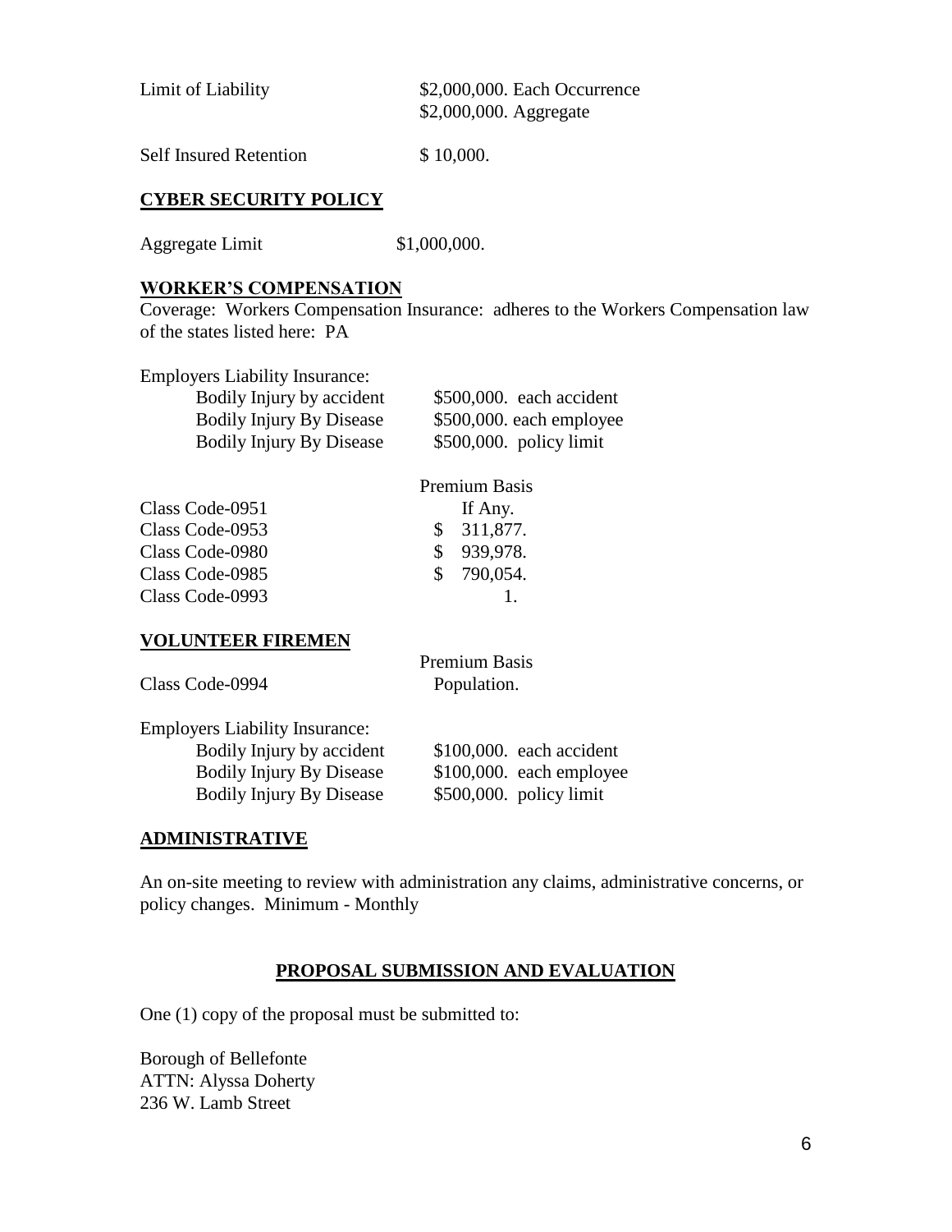| | |
|---|---|
| Limit of Liability | \$2,000,000. Each Occurrence<br>\$2,000,000. Aggregate |
| Self Insured Retention | \$ 10,000. |

## CYBER SECURITY POLICY

| | |
|---|---|
| Aggregate Limit | \$1,000,000. |

## WORKER'S COMPENSATION

Coverage: Workers Compensation Insurance: adheres to the Workers Compensation law of the states listed here: PA

Employers Liability Insurance:

| | |
|---|---|
| Bodily Injury by accident | \$500,000. each accident |
| Bodily Injury By Disease | \$500,000. each employee |
| Bodily Injury By Disease | \$500,000. policy limit |

| | Premium Basis |
|---|---|
| Class Code-0951 | If Any. |
| Class Code-0953 | \$ 311,877. |
| Class Code-0980 | \$ 939,978. |
| Class Code-0985 | \$ 790,054. |
| Class Code-0993 | 1. |

## VOLUNTEER FIREMEN

| | Premium Basis |
|---|---|
| Class Code-0994 | Population. |

Employers Liability Insurance:

| | |
|---|---|
| Bodily Injury by accident | \$100,000. each accident |
| Bodily Injury By Disease | \$100,000. each employee |
| Bodily Injury By Disease | \$500,000. policy limit |

## ADMINISTRATIVE

An on-site meeting to review with administration any claims, administrative concerns, or policy changes. Minimum - Monthly

## PROPOSAL SUBMISSION AND EVALUATION

One (1) copy of the proposal must be submitted to:

Borough of Bellefonte
ATTN: Alyssa Doherty
236 W. Lamb Street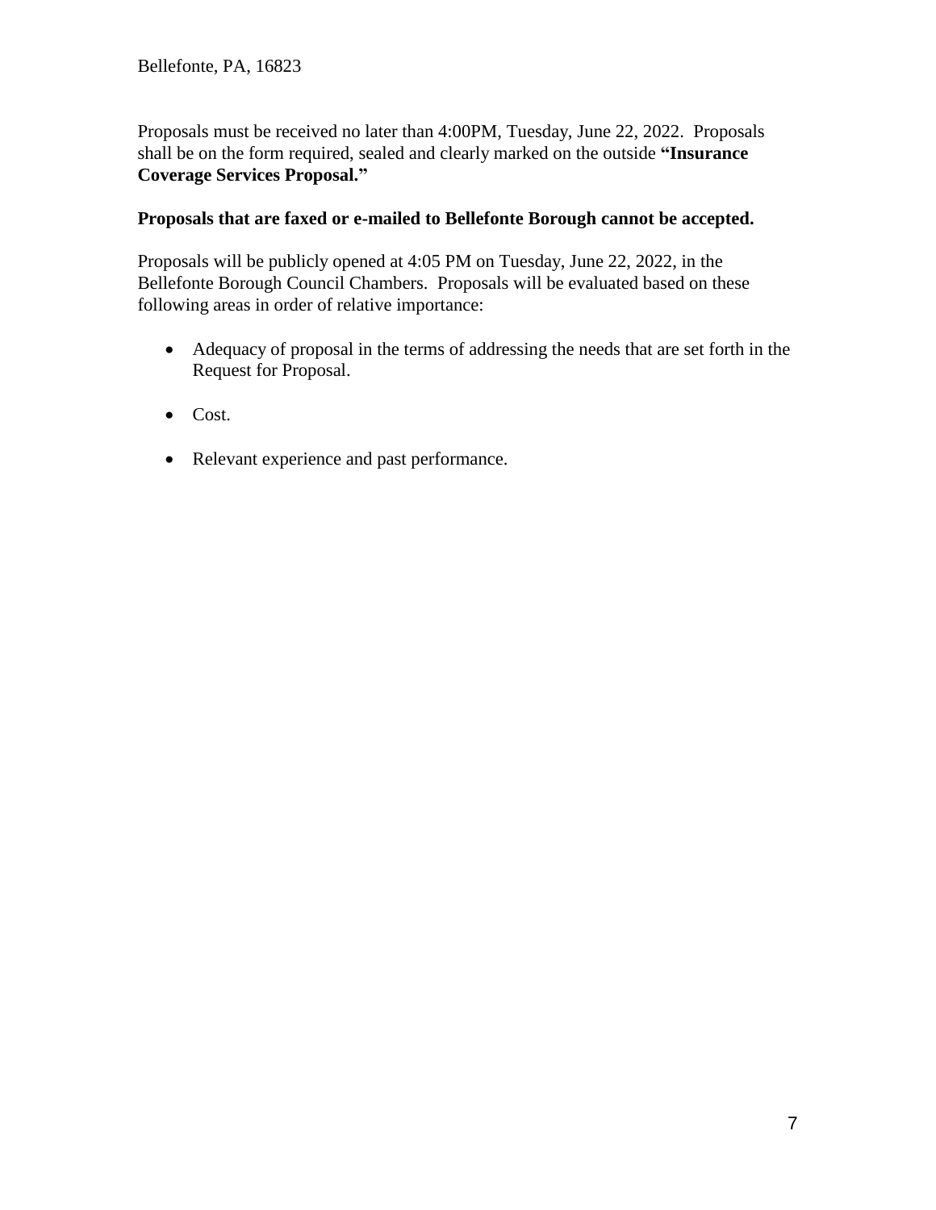Bellefonte, PA, 16823

Proposals must be received no later than 4:00PM, Tuesday, June 22, 2022. Proposals shall be on the form required, sealed and clearly marked on the outside **"Insurance Coverage Services Proposal."**

**Proposals that are faxed or e-mailed to Bellefonte Borough cannot be accepted.**

Proposals will be publicly opened at 4:05 PM on Tuesday, June 22, 2022, in the Bellefonte Borough Council Chambers. Proposals will be evaluated based on these following areas in order of relative importance:

- Adequacy of proposal in the terms of addressing the needs that are set forth in the Request for Proposal.
- Cost.
- Relevant experience and past performance.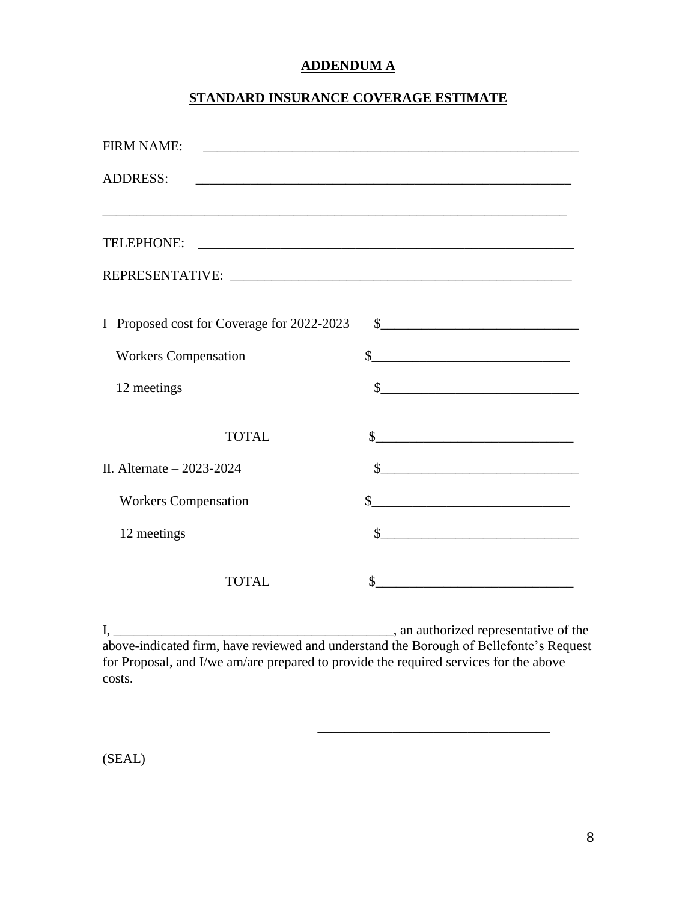## ADDENDUM A

## STANDARD INSURANCE COVERAGE ESTIMATE

FIRM NAME: ________________________________________________________

ADDRESS: ________________________________________________________

________________________________________________________________________

TELEPHONE: ________________________________________________________

REPRESENTATIVE: ___________________________________________________

| | |
|---|---|
| I Proposed cost for Coverage for 2022-2023 | $____________________________ |
| Workers Compensation | $____________________________ |
| 12 meetings | $____________________________ |
| TOTAL | $____________________________ |
| II. Alternate – 2023-2024 | $____________________________ |
| Workers Compensation | $____________________________ |
| 12 meetings | $____________________________ |
| TOTAL | $____________________________ |

I, ________________________________________, an authorized representative of the above-indicated firm, have reviewed and understand the Borough of Bellefonte's Request for Proposal, and I/we am/are prepared to provide the required services for the above costs.

________________________________

(SEAL)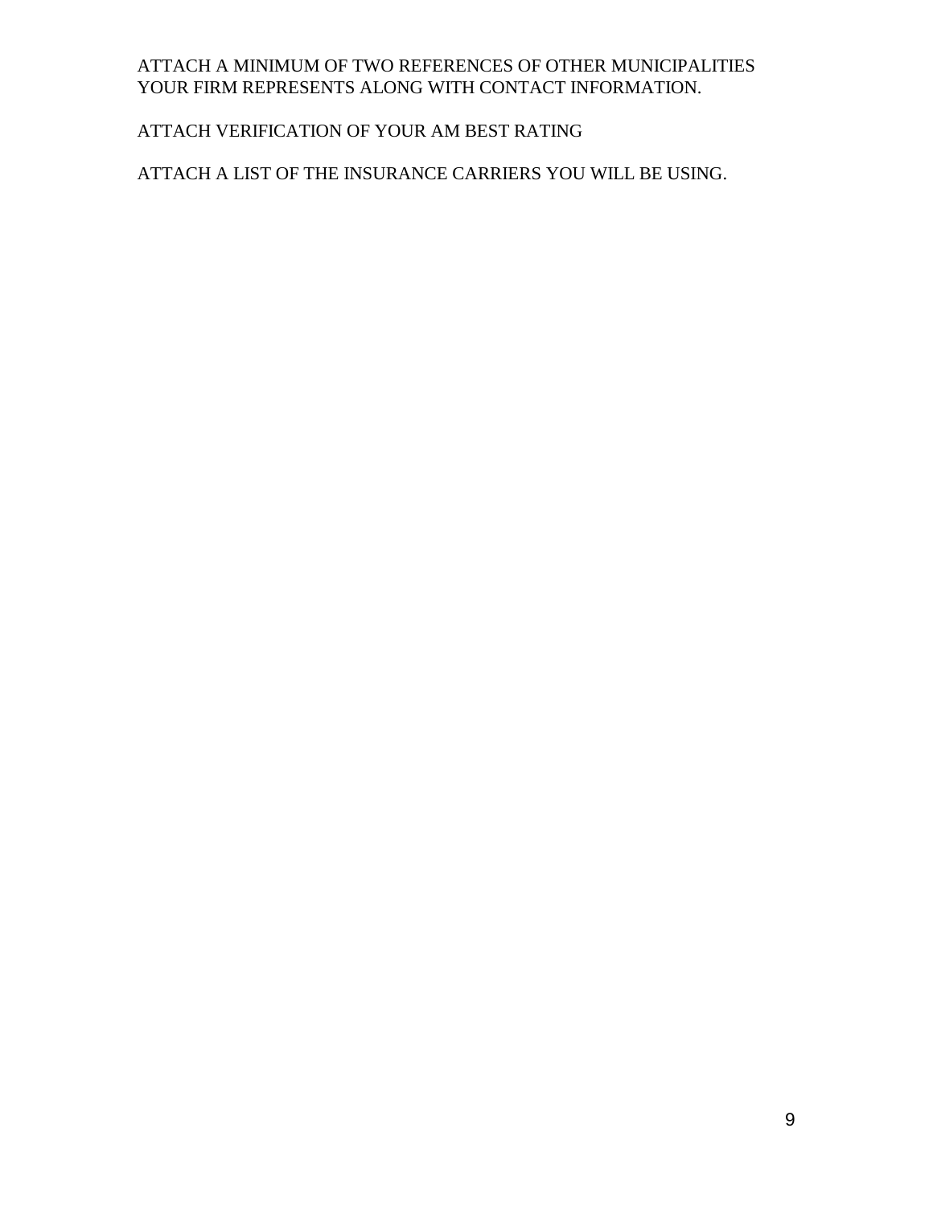ATTACH A MINIMUM OF TWO REFERENCES OF OTHER MUNICIPALITIES YOUR FIRM REPRESENTS ALONG WITH CONTACT INFORMATION.

ATTACH VERIFICATION OF YOUR AM BEST RATING

ATTACH A LIST OF THE INSURANCE CARRIERS YOU WILL BE USING.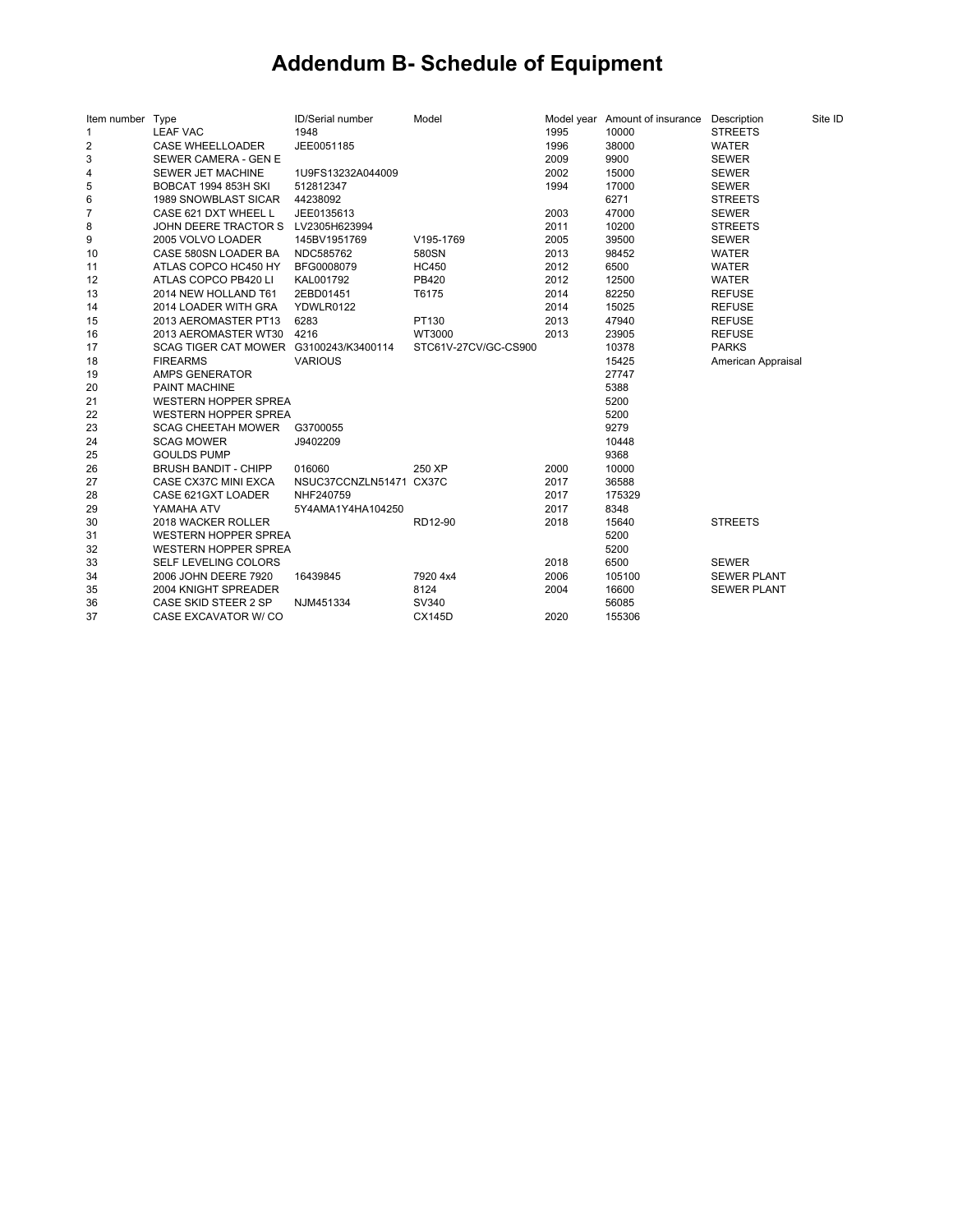# Addendum B- Schedule of Equipment

| Item number | Type | ID/Serial number | Model | Model year | Amount of insurance | Description | Site ID |
|---|---|---|---|---|---|---|---|
| 1 | LEAF VAC | 1948 | | 1995 | 10000 | STREETS | |
| 2 | CASE WHEELLOADER | JEE0051185 | | 1996 | 38000 | WATER | |
| 3 | SEWER CAMERA - GEN E | | | 2009 | 9900 | SEWER | |
| 4 | SEWER JET MACHINE | 1U9FS13232A044009 | | 2002 | 15000 | SEWER | |
| 5 | BOBCAT 1994 853H SKI | 512812347 | | 1994 | 17000 | SEWER | |
| 6 | 1989 SNOWBLAST SICAR | 44238092 | | | 6271 | STREETS | |
| 7 | CASE 621 DXT WHEEL L | JEE0135613 | | 2003 | 47000 | SEWER | |
| 8 | JOHN DEERE TRACTOR S | LV2305H623994 | | 2011 | 10200 | STREETS | |
| 9 | 2005 VOLVO LOADER | 145BV1951769 | V195-1769 | 2005 | 39500 | SEWER | |
| 10 | CASE 580SN LOADER BA | NDC585762 | 580SN | 2013 | 98452 | WATER | |
| 11 | ATLAS COPCO HC450 HY | BFG0008079 | HC450 | 2012 | 6500 | WATER | |
| 12 | ATLAS COPCO PB420 LI | KAL001792 | PB420 | 2012 | 12500 | WATER | |
| 13 | 2014 NEW HOLLAND T61 | 2EBD01451 | T6175 | 2014 | 82250 | REFUSE | |
| 14 | 2014 LOADER WITH GRA | YDWLR0122 | | 2014 | 15025 | REFUSE | |
| 15 | 2013 AEROMASTER PT13 | 6283 | PT130 | 2013 | 47940 | REFUSE | |
| 16 | 2013 AEROMASTER WT30 | 4216 | WT3000 | 2013 | 23905 | REFUSE | |
| 17 | SCAG TIGER CAT MOWER | G3100243/K3400114 | STC61V-27CV/GC-CS900 | | 10378 | PARKS | |
| 18 | FIREARMS | VARIOUS | | | 15425 | American Appraisal | |
| 19 | AMPS GENERATOR | | | | 27747 | | |
| 20 | PAINT MACHINE | | | | 5388 | | |
| 21 | WESTERN HOPPER SPREA | | | | 5200 | | |
| 22 | WESTERN HOPPER SPREA | | | | 5200 | | |
| 23 | SCAG CHEETAH MOWER | G3700055 | | | 9279 | | |
| 24 | SCAG MOWER | J9402209 | | | 10448 | | |
| 25 | GOULDS PUMP | | | | 9368 | | |
| 26 | BRUSH BANDIT - CHIPP | 016060 | 250 XP | 2000 | 10000 | | |
| 27 | CASE CX37C MINI EXCA | NSUC37CCNZLN51471 | CX37C | 2017 | 36588 | | |
| 28 | CASE 621GXT LOADER | NHF240759 | | 2017 | 175329 | | |
| 29 | YAMAHA ATV | 5Y4AMA1Y4HA104250 | | 2017 | 8348 | | |
| 30 | 2018 WACKER ROLLER | | RD12-90 | 2018 | 15640 | STREETS | |
| 31 | WESTERN HOPPER SPREA | | | | 5200 | | |
| 32 | WESTERN HOPPER SPREA | | | | 5200 | | |
| 33 | SELF LEVELING COLORS | | | 2018 | 6500 | SEWER | |
| 34 | 2006 JOHN DEERE 7920 | 16439845 | 7920 4x4 | 2006 | 105100 | SEWER PLANT | |
| 35 | 2004 KNIGHT SPREADER | | 8124 | 2004 | 16600 | SEWER PLANT | |
| 36 | CASE SKID STEER 2 SP | NJM451334 | SV340 | | 56085 | | |
| 37 | CASE EXCAVATOR W/ CO | | CX145D | 2020 | 155306 | | |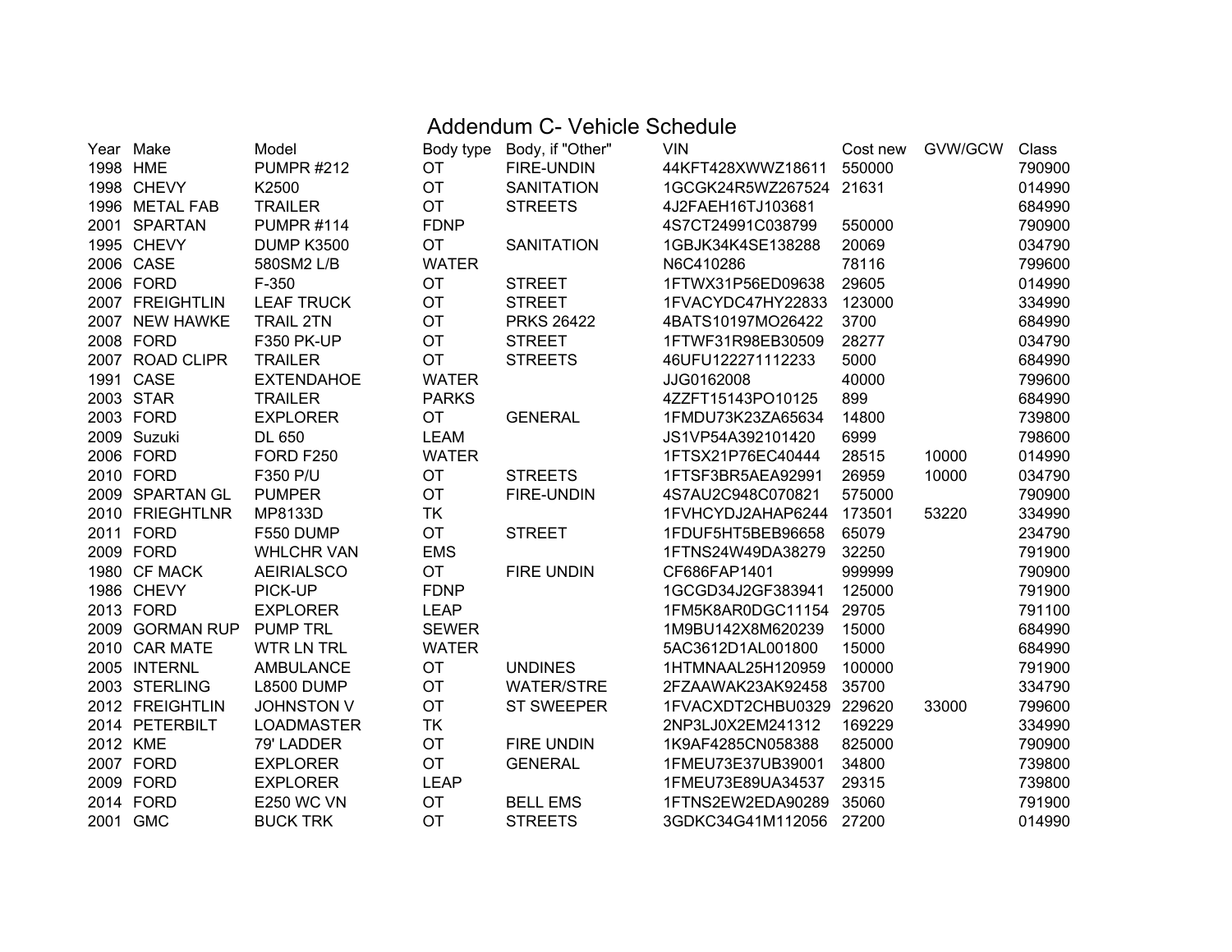# Addendum C- Vehicle Schedule

| Year | Make | Model | Body type | Body, if "Other" | VIN | Cost new | GVW/GCW | Class |
|---|---|---|---|---|---|---|---|---|
| 1998 | HME | PUMPR #212 | OT | FIRE-UNDIN | 44KFT428XWWZ18611 | 550000 | | 790900 |
| 1998 | CHEVY | K2500 | OT | SANITATION | 1GCGK24R5WZ267524 | 21631 | | 014990 |
| 1996 | METAL FAB | TRAILER | OT | STREETS | 4J2FAEH16TJ103681 | | | 684990 |
| 2001 | SPARTAN | PUMPR #114 | FDNP | | 4S7CT24991C038799 | 550000 | | 790900 |
| 1995 | CHEVY | DUMP K3500 | OT | SANITATION | 1GBJK34K4SE138288 | 20069 | | 034790 |
| 2006 | CASE | 580SM2 L/B | WATER | | N6C410286 | 78116 | | 799600 |
| 2006 | FORD | F-350 | OT | STREET | 1FTWX31P56ED09638 | 29605 | | 014990 |
| 2007 | FREIGHTLIN | LEAF TRUCK | OT | STREET | 1FVACYDC47HY22833 | 123000 | | 334990 |
| 2007 | NEW HAWKE | TRAIL 2TN | OT | PRKS 26422 | 4BATS10197MO26422 | 3700 | | 684990 |
| 2008 | FORD | F350 PK-UP | OT | STREET | 1FTWF31R98EB30509 | 28277 | | 034790 |
| 2007 | ROAD CLIPR | TRAILER | OT | STREETS | 46UFU122271112233 | 5000 | | 684990 |
| 1991 | CASE | EXTENDAHOE | WATER | | JJG0162008 | 40000 | | 799600 |
| 2003 | STAR | TRAILER | PARKS | | 4ZZFT15143PO10125 | 899 | | 684990 |
| 2003 | FORD | EXPLORER | OT | GENERAL | 1FMDU73K23ZA65634 | 14800 | | 739800 |
| 2009 | Suzuki | DL 650 | LEAM | | JS1VP54A392101420 | 6999 | | 798600 |
| 2006 | FORD | FORD F250 | WATER | | 1FTSX21P76EC40444 | 28515 | 10000 | 014990 |
| 2010 | FORD | F350 P/U | OT | STREETS | 1FTSF3BR5AEA92991 | 26959 | 10000 | 034790 |
| 2009 | SPARTAN GL | PUMPER | OT | FIRE-UNDIN | 4S7AU2C948C070821 | 575000 | | 790900 |
| 2010 | FRIEGHTLNR | MP8133D | TK | | 1FVHCYDJ2AHAP6244 | 173501 | 53220 | 334990 |
| 2011 | FORD | F550 DUMP | OT | STREET | 1FDUF5HT5BEB96658 | 65079 | | 234790 |
| 2009 | FORD | WHLCHR VAN | EMS | | 1FTNS24W49DA38279 | 32250 | | 791900 |
| 1980 | CF MACK | AEIRIALSCO | OT | FIRE UNDIN | CF686FAP1401 | 999999 | | 790900 |
| 1986 | CHEVY | PICK-UP | FDNP | | 1GCGD34J2GF383941 | 125000 | | 791900 |
| 2013 | FORD | EXPLORER | LEAP | | 1FM5K8AR0DGC11154 | 29705 | | 791100 |
| 2009 | GORMAN RUP | PUMP TRL | SEWER | | 1M9BU142X8M620239 | 15000 | | 684990 |
| 2010 | CAR MATE | WTR LN TRL | WATER | | 5AC3612D1AL001800 | 15000 | | 684990 |
| 2005 | INTERNL | AMBULANCE | OT | UNDINES | 1HTMNAAL25H120959 | 100000 | | 791900 |
| 2003 | STERLING | L8500 DUMP | OT | WATER/STRE | 2FZAAWAK23AK92458 | 35700 | | 334790 |
| 2012 | FREIGHTLIN | JOHNSTON V | OT | ST SWEEPER | 1FVACXDT2CHBU0329 | 229620 | 33000 | 799600 |
| 2014 | PETERBILT | LOADMASTER | TK | | 2NP3LJ0X2EM241312 | 169229 | | 334990 |
| 2012 | KME | 79' LADDER | OT | FIRE UNDIN | 1K9AF4285CN058388 | 825000 | | 790900 |
| 2007 | FORD | EXPLORER | OT | GENERAL | 1FMEU73E37UB39001 | 34800 | | 739800 |
| 2009 | FORD | EXPLORER | LEAP | | 1FMEU73E89UA34537 | 29315 | | 739800 |
| 2014 | FORD | E250 WC VN | OT | BELL EMS | 1FTNS2EW2EDA90289 | 35060 | | 791900 |
| 2001 | GMC | BUCK TRK | OT | STREETS | 3GDKC34G41M112056 | 27200 | | 014990 |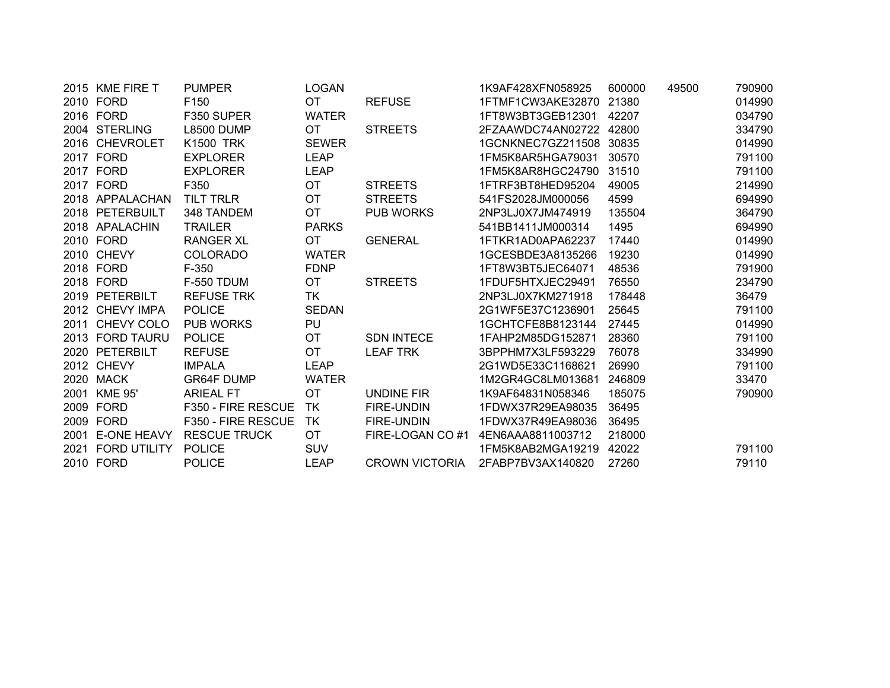| | | | | | | | | |
|---|---|---|---|---|---|---|---|---|
| 2015 | KME FIRE T | PUMPER | LOGAN | | 1K9AF428XFN058925 | 600000 | 49500 | 790900 |
| 2010 | FORD | F150 | OT | REFUSE | 1FTMF1CW3AKE32870 | 21380 | | 014990 |
| 2016 | FORD | F350 SUPER | WATER | | 1FT8W3BT3GEB12301 | 42207 | | 034790 |
| 2004 | STERLING | L8500 DUMP | OT | STREETS | 2FZAAWDC74AN02722 | 42800 | | 334790 |
| 2016 | CHEVROLET | K1500 TRK | SEWER | | 1GCNKNEC7GZ211508 | 30835 | | 014990 |
| 2017 | FORD | EXPLORER | LEAP | | 1FM5K8AR5HGA79031 | 30570 | | 791100 |
| 2017 | FORD | EXPLORER | LEAP | | 1FM5K8AR8HGC24790 | 31510 | | 791100 |
| 2017 | FORD | F350 | OT | STREETS | 1FTRF3BT8HED95204 | 49005 | | 214990 |
| 2018 | APPALACHAN | TILT TRLR | OT | STREETS | 541FS2028JM000056 | 4599 | | 694990 |
| 2018 | PETERBUILT | 348 TANDEM | OT | PUB WORKS | 2NP3LJ0X7JM474919 | 135504 | | 364790 |
| 2018 | APALACHIN | TRAILER | PARKS | | 541BB1411JM000314 | 1495 | | 694990 |
| 2010 | FORD | RANGER XL | OT | GENERAL | 1FTKR1AD0APA62237 | 17440 | | 014990 |
| 2010 | CHEVY | COLORADO | WATER | | 1GCESBDE3A8135266 | 19230 | | 014990 |
| 2018 | FORD | F-350 | FDNP | | 1FT8W3BT5JEC64071 | 48536 | | 791900 |
| 2018 | FORD | F-550 TDUM | OT | STREETS | 1FDUF5HTXJEC29491 | 76550 | | 234790 |
| 2019 | PETERBILT | REFUSE TRK | TK | | 2NP3LJ0X7KM271918 | 178448 | | 36479 |
| 2012 | CHEVY IMPA | POLICE | SEDAN | | 2G1WF5E37C1236901 | 25645 | | 791100 |
| 2011 | CHEVY COLO | PUB WORKS | PU | | 1GCHTCFE8B8123144 | 27445 | | 014990 |
| 2013 | FORD TAURU | POLICE | OT | SDN INTECE | 1FAHP2M85DG152871 | 28360 | | 791100 |
| 2020 | PETERBILT | REFUSE | OT | LEAF TRK | 3BPPHM7X3LF593229 | 76078 | | 334990 |
| 2012 | CHEVY | IMPALA | LEAP | | 2G1WD5E33C1168621 | 26990 | | 791100 |
| 2020 | MACK | GR64F DUMP | WATER | | 1M2GR4GC8LM013681 | 246809 | | 33470 |
| 2001 | KME 95' | ARIEAL FT | OT | UNDINE FIR | 1K9AF64831N058346 | 185075 | | 790900 |
| 2009 | FORD | F350 - FIRE RESCUE | TK | FIRE-UNDIN | 1FDWX37R29EA98035 | 36495 | | |
| 2009 | FORD | F350 - FIRE RESCUE | TK | FIRE-UNDIN | 1FDWX37R49EA98036 | 36495 | | |
| 2001 | E-ONE HEAVY | RESCUE TRUCK | OT | FIRE-LOGAN CO #1 | 4EN6AAA8811003712 | 218000 | | |
| 2021 | FORD UTILITY | POLICE | SUV | | 1FM5K8AB2MGA19219 | 42022 | | 791100 |
| 2010 | FORD | POLICE | LEAP | CROWN VICTORIA | 2FABP7BV3AX140820 | 27260 | | 79110 |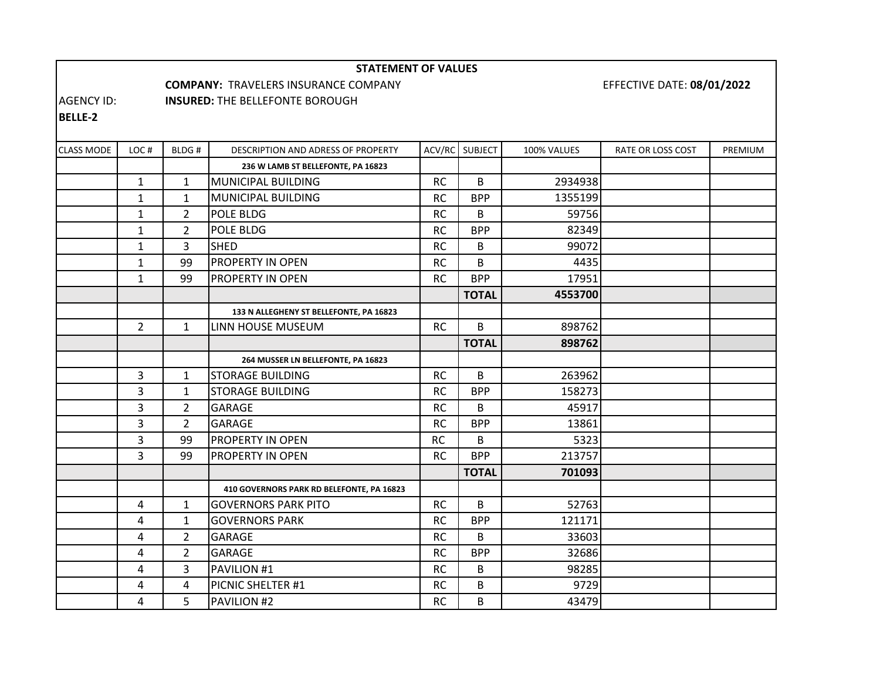# STATEMENT OF VALUES

**COMPANY:** TRAVELERS INSURANCE COMPANY

EFFECTIVE DATE: **08/01/2022**

AGENCY ID: **BELLE-2**

**INSURED:** THE BELLEFONTE BOROUGH

| CLASS MODE | LOC # | BLDG # | DESCRIPTION AND ADRESS OF PROPERTY | ACV/RC | SUBJECT | 100% VALUES | RATE OR LOSS COST | PREMIUM |
|---|---|---|---|---|---|---|---|---|
| | | | **236 W LAMB ST BELLEFONTE, PA 16823** | | | | | |
| | 1 | 1 | MUNICIPAL BUILDING | RC | B | 2934938 | | |
| | 1 | 1 | MUNICIPAL BUILDING | RC | BPP | 1355199 | | |
| | 1 | 2 | POLE BLDG | RC | B | 59756 | | |
| | 1 | 2 | POLE BLDG | RC | BPP | 82349 | | |
| | 1 | 3 | SHED | RC | B | 99072 | | |
| | 1 | 99 | PROPERTY IN OPEN | RC | B | 4435 | | |
| | 1 | 99 | PROPERTY IN OPEN | RC | BPP | 17951 | | |
| | | | | | **TOTAL** | **4553700** | | |
| | | | **133 N ALLEGHENY ST BELLEFONTE, PA 16823** | | | | | |
| | 2 | 1 | LINN HOUSE MUSEUM | RC | B | 898762 | | |
| | | | | | **TOTAL** | **898762** | | |
| | | | **264 MUSSER LN BELLEFONTE, PA 16823** | | | | | |
| | 3 | 1 | STORAGE BUILDING | RC | B | 263962 | | |
| | 3 | 1 | STORAGE BUILDING | RC | BPP | 158273 | | |
| | 3 | 2 | GARAGE | RC | B | 45917 | | |
| | 3 | 2 | GARAGE | RC | BPP | 13861 | | |
| | 3 | 99 | PROPERTY IN OPEN | RC | B | 5323 | | |
| | 3 | 99 | PROPERTY IN OPEN | RC | BPP | 213757 | | |
| | | | | | **TOTAL** | **701093** | | |
| | | | **410 GOVERNORS PARK RD BELEFONTE, PA 16823** | | | | | |
| | 4 | 1 | GOVERNORS PARK PITO | RC | B | 52763 | | |
| | 4 | 1 | GOVERNORS PARK | RC | BPP | 121171 | | |
| | 4 | 2 | GARAGE | RC | B | 33603 | | |
| | 4 | 2 | GARAGE | RC | BPP | 32686 | | |
| | 4 | 3 | PAVILION #1 | RC | B | 98285 | | |
| | 4 | 4 | PICNIC SHELTER #1 | RC | B | 9729 | | |
| | 4 | 5 | PAVILION #2 | RC | B | 43479 | | |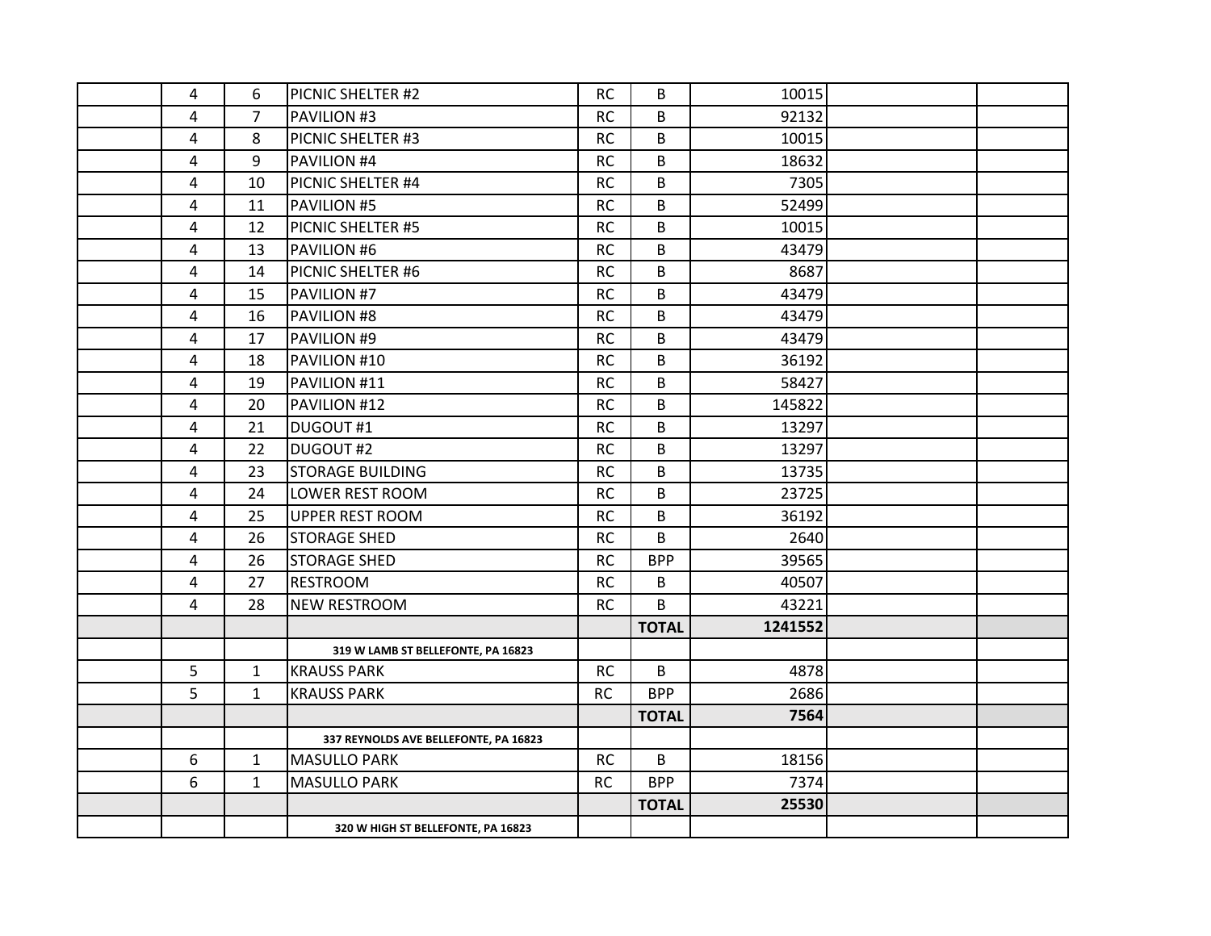| | | | | | | | | |
|---|---|---|---|---|---|---|---|---|
| | 4 | 6 | PICNIC SHELTER #2 | RC | B | 10015 | | |
| | 4 | 7 | PAVILION #3 | RC | B | 92132 | | |
| | 4 | 8 | PICNIC SHELTER #3 | RC | B | 10015 | | |
| | 4 | 9 | PAVILION #4 | RC | B | 18632 | | |
| | 4 | 10 | PICNIC SHELTER #4 | RC | B | 7305 | | |
| | 4 | 11 | PAVILION #5 | RC | B | 52499 | | |
| | 4 | 12 | PICNIC SHELTER #5 | RC | B | 10015 | | |
| | 4 | 13 | PAVILION #6 | RC | B | 43479 | | |
| | 4 | 14 | PICNIC SHELTER #6 | RC | B | 8687 | | |
| | 4 | 15 | PAVILION #7 | RC | B | 43479 | | |
| | 4 | 16 | PAVILION #8 | RC | B | 43479 | | |
| | 4 | 17 | PAVILION #9 | RC | B | 43479 | | |
| | 4 | 18 | PAVILION #10 | RC | B | 36192 | | |
| | 4 | 19 | PAVILION #11 | RC | B | 58427 | | |
| | 4 | 20 | PAVILION #12 | RC | B | 145822 | | |
| | 4 | 21 | DUGOUT #1 | RC | B | 13297 | | |
| | 4 | 22 | DUGOUT #2 | RC | B | 13297 | | |
| | 4 | 23 | STORAGE BUILDING | RC | B | 13735 | | |
| | 4 | 24 | LOWER REST ROOM | RC | B | 23725 | | |
| | 4 | 25 | UPPER REST ROOM | RC | B | 36192 | | |
| | 4 | 26 | STORAGE SHED | RC | B | 2640 | | |
| | 4 | 26 | STORAGE SHED | RC | BPP | 39565 | | |
| | 4 | 27 | RESTROOM | RC | B | 40507 | | |
| | 4 | 28 | NEW RESTROOM | RC | B | 43221 | | |
| | | | | | **TOTAL** | **1241552** | | |
| | | | **319 W LAMB ST BELLEFONTE, PA 16823** | | | | | |
| | 5 | 1 | KRAUSS PARK | RC | B | 4878 | | |
| | 5 | 1 | KRAUSS PARK | RC | BPP | 2686 | | |
| | | | | | **TOTAL** | **7564** | | |
| | | | **337 REYNOLDS AVE BELLEFONTE, PA 16823** | | | | | |
| | 6 | 1 | MASULLO PARK | RC | B | 18156 | | |
| | 6 | 1 | MASULLO PARK | RC | BPP | 7374 | | |
| | | | | | **TOTAL** | **25530** | | |
| | | | **320 W HIGH ST BELLEFONTE, PA 16823** | | | | | |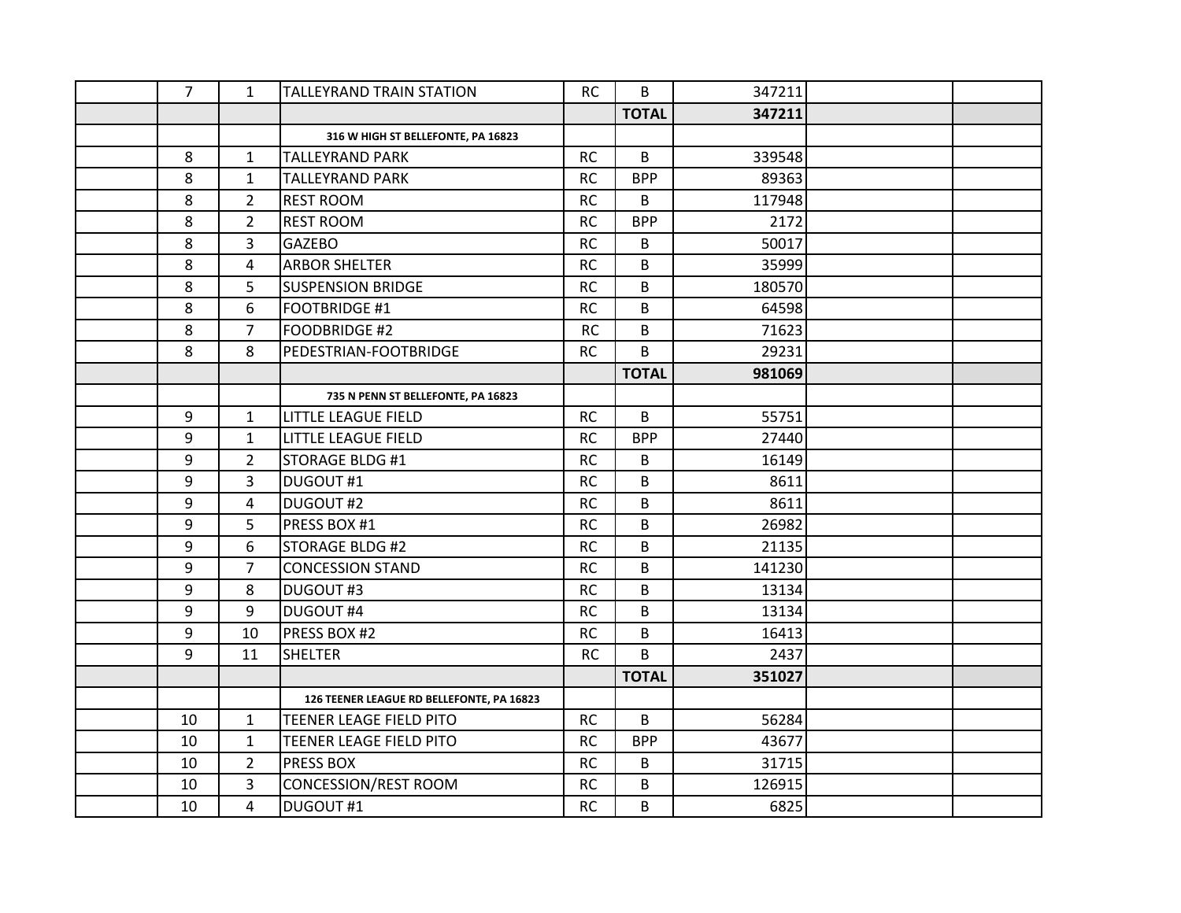|  |  |  |  |  |  |  |  |
|---|---|---|---|---|---|---|---|
|  | 7 | 1 | TALLEYRAND TRAIN STATION | RC | B | 347211 |  |
|  |  |  |  |  | **TOTAL** | **347211** |  |
|  |  |  | **316 W HIGH ST BELLEFONTE, PA 16823** |  |  |  |  |
|  | 8 | 1 | TALLEYRAND PARK | RC | B | 339548 |  |
|  | 8 | 1 | TALLEYRAND PARK | RC | BPP | 89363 |  |
|  | 8 | 2 | REST ROOM | RC | B | 117948 |  |
|  | 8 | 2 | REST ROOM | RC | BPP | 2172 |  |
|  | 8 | 3 | GAZEBO | RC | B | 50017 |  |
|  | 8 | 4 | ARBOR SHELTER | RC | B | 35999 |  |
|  | 8 | 5 | SUSPENSION BRIDGE | RC | B | 180570 |  |
|  | 8 | 6 | FOOTBRIDGE #1 | RC | B | 64598 |  |
|  | 8 | 7 | FOODBRIDGE #2 | RC | B | 71623 |  |
|  | 8 | 8 | PEDESTRIAN-FOOTBRIDGE | RC | B | 29231 |  |
|  |  |  |  |  | **TOTAL** | **981069** |  |
|  |  |  | **735 N PENN ST BELLEFONTE, PA 16823** |  |  |  |  |
|  | 9 | 1 | LITTLE LEAGUE FIELD | RC | B | 55751 |  |
|  | 9 | 1 | LITTLE LEAGUE FIELD | RC | BPP | 27440 |  |
|  | 9 | 2 | STORAGE BLDG #1 | RC | B | 16149 |  |
|  | 9 | 3 | DUGOUT #1 | RC | B | 8611 |  |
|  | 9 | 4 | DUGOUT #2 | RC | B | 8611 |  |
|  | 9 | 5 | PRESS BOX #1 | RC | B | 26982 |  |
|  | 9 | 6 | STORAGE BLDG #2 | RC | B | 21135 |  |
|  | 9 | 7 | CONCESSION STAND | RC | B | 141230 |  |
|  | 9 | 8 | DUGOUT #3 | RC | B | 13134 |  |
|  | 9 | 9 | DUGOUT #4 | RC | B | 13134 |  |
|  | 9 | 10 | PRESS BOX #2 | RC | B | 16413 |  |
|  | 9 | 11 | SHELTER | RC | B | 2437 |  |
|  |  |  |  |  | **TOTAL** | **351027** |  |
|  |  |  | **126 TEENER LEAGUE RD BELLEFONTE, PA 16823** |  |  |  |  |
|  | 10 | 1 | TEENER LEAGE FIELD PITO | RC | B | 56284 |  |
|  | 10 | 1 | TEENER LEAGE FIELD PITO | RC | BPP | 43677 |  |
|  | 10 | 2 | PRESS BOX | RC | B | 31715 |  |
|  | 10 | 3 | CONCESSION/REST ROOM | RC | B | 126915 |  |
|  | 10 | 4 | DUGOUT #1 | RC | B | 6825 |  |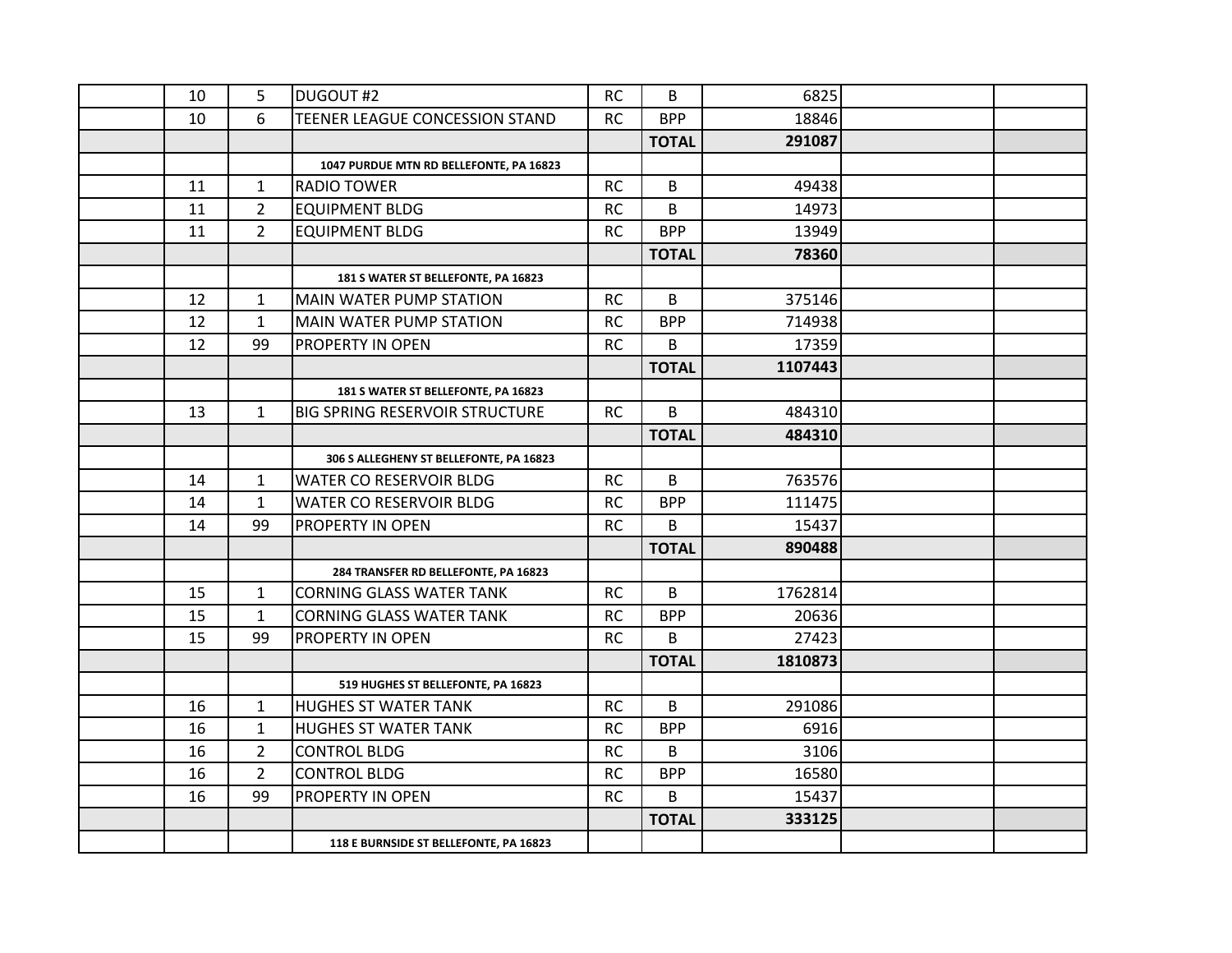|  |  |  |  |  |  |  |  |
|---|---|---|---|---|---|---|---|
|  | 10 | 5 | DUGOUT #2 | RC | B | 6825 |  |  |
|  | 10 | 6 | TEENER LEAGUE CONCESSION STAND | RC | BPP | 18846 |  |  |
|  |  |  |  |  | **TOTAL** | **291087** |  |  |
|  |  |  | **1047 PURDUE MTN RD BELLEFONTE, PA 16823** |  |  |  |  |  |
|  | 11 | 1 | RADIO TOWER | RC | B | 49438 |  |  |
|  | 11 | 2 | EQUIPMENT BLDG | RC | B | 14973 |  |  |
|  | 11 | 2 | EQUIPMENT BLDG | RC | BPP | 13949 |  |  |
|  |  |  |  |  | **TOTAL** | **78360** |  |  |
|  |  |  | **181 S WATER ST BELLEFONTE, PA 16823** |  |  |  |  |  |
|  | 12 | 1 | MAIN WATER PUMP STATION | RC | B | 375146 |  |  |
|  | 12 | 1 | MAIN WATER PUMP STATION | RC | BPP | 714938 |  |  |
|  | 12 | 99 | PROPERTY IN OPEN | RC | B | 17359 |  |  |
|  |  |  |  |  | **TOTAL** | **1107443** |  |  |
|  |  |  | **181 S WATER ST BELLEFONTE, PA 16823** |  |  |  |  |  |
|  | 13 | 1 | BIG SPRING RESERVOIR STRUCTURE | RC | B | 484310 |  |  |
|  |  |  |  |  | **TOTAL** | **484310** |  |  |
|  |  |  | **306 S ALLEGHENY ST BELLEFONTE, PA 16823** |  |  |  |  |  |
|  | 14 | 1 | WATER CO RESERVOIR BLDG | RC | B | 763576 |  |  |
|  | 14 | 1 | WATER CO RESERVOIR BLDG | RC | BPP | 111475 |  |  |
|  | 14 | 99 | PROPERTY IN OPEN | RC | B | 15437 |  |  |
|  |  |  |  |  | **TOTAL** | **890488** |  |  |
|  |  |  | **284 TRANSFER RD BELLEFONTE, PA 16823** |  |  |  |  |  |
|  | 15 | 1 | CORNING GLASS WATER TANK | RC | B | 1762814 |  |  |
|  | 15 | 1 | CORNING GLASS WATER TANK | RC | BPP | 20636 |  |  |
|  | 15 | 99 | PROPERTY IN OPEN | RC | B | 27423 |  |  |
|  |  |  |  |  | **TOTAL** | **1810873** |  |  |
|  |  |  | **519 HUGHES ST BELLEFONTE, PA 16823** |  |  |  |  |  |
|  | 16 | 1 | HUGHES ST WATER TANK | RC | B | 291086 |  |  |
|  | 16 | 1 | HUGHES ST WATER TANK | RC | BPP | 6916 |  |  |
|  | 16 | 2 | CONTROL BLDG | RC | B | 3106 |  |  |
|  | 16 | 2 | CONTROL BLDG | RC | BPP | 16580 |  |  |
|  | 16 | 99 | PROPERTY IN OPEN | RC | B | 15437 |  |  |
|  |  |  |  |  | **TOTAL** | **333125** |  |  |
|  |  |  | **118 E BURNSIDE ST BELLEFONTE, PA 16823** |  |  |  |  |  |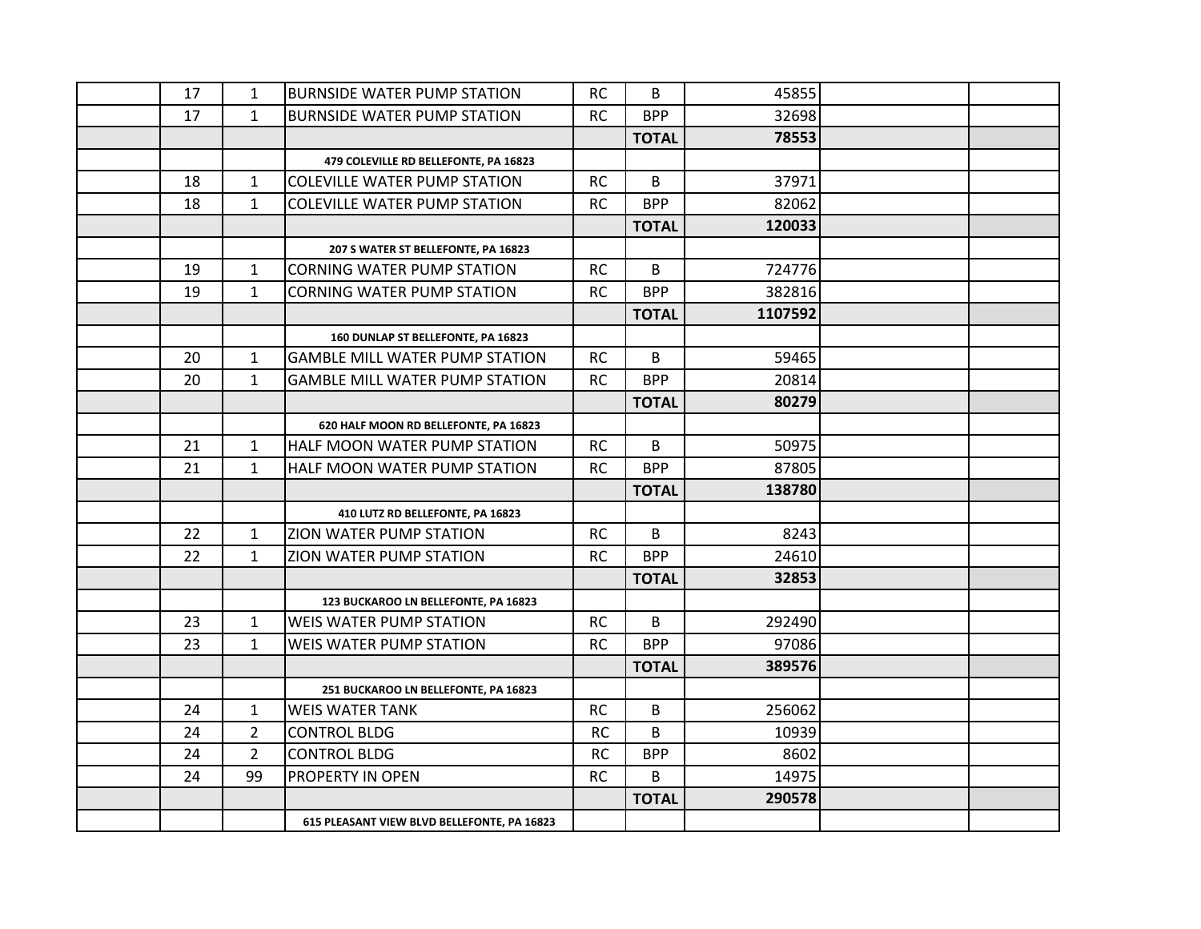| | | | | | | | | |
|---|---|---|---|---|---|---|---|---|
| | 17 | 1 | BURNSIDE WATER PUMP STATION | RC | B | 45855 | | |
| | 17 | 1 | BURNSIDE WATER PUMP STATION | RC | BPP | 32698 | | |
| | | | | | **TOTAL** | **78553** | | |
| | | | **479 COLEVILLE RD BELLEFONTE, PA 16823** | | | | | |
| | 18 | 1 | COLEVILLE WATER PUMP STATION | RC | B | 37971 | | |
| | 18 | 1 | COLEVILLE WATER PUMP STATION | RC | BPP | 82062 | | |
| | | | | | **TOTAL** | **120033** | | |
| | | | **207 S WATER ST BELLEFONTE, PA 16823** | | | | | |
| | 19 | 1 | CORNING WATER PUMP STATION | RC | B | 724776 | | |
| | 19 | 1 | CORNING WATER PUMP STATION | RC | BPP | 382816 | | |
| | | | | | **TOTAL** | **1107592** | | |
| | | | **160 DUNLAP ST BELLEFONTE, PA 16823** | | | | | |
| | 20 | 1 | GAMBLE MILL WATER PUMP STATION | RC | B | 59465 | | |
| | 20 | 1 | GAMBLE MILL WATER PUMP STATION | RC | BPP | 20814 | | |
| | | | | | **TOTAL** | **80279** | | |
| | | | **620 HALF MOON RD BELLEFONTE, PA 16823** | | | | | |
| | 21 | 1 | HALF MOON WATER PUMP STATION | RC | B | 50975 | | |
| | 21 | 1 | HALF MOON WATER PUMP STATION | RC | BPP | 87805 | | |
| | | | | | **TOTAL** | **138780** | | |
| | | | **410 LUTZ RD BELLEFONTE, PA 16823** | | | | | |
| | 22 | 1 | ZION WATER PUMP STATION | RC | B | 8243 | | |
| | 22 | 1 | ZION WATER PUMP STATION | RC | BPP | 24610 | | |
| | | | | | **TOTAL** | **32853** | | |
| | | | **123 BUCKAROO LN BELLEFONTE, PA 16823** | | | | | |
| | 23 | 1 | WEIS WATER PUMP STATION | RC | B | 292490 | | |
| | 23 | 1 | WEIS WATER PUMP STATION | RC | BPP | 97086 | | |
| | | | | | **TOTAL** | **389576** | | |
| | | | **251 BUCKAROO LN BELLEFONTE, PA 16823** | | | | | |
| | 24 | 1 | WEIS WATER TANK | RC | B | 256062 | | |
| | 24 | 2 | CONTROL BLDG | RC | B | 10939 | | |
| | 24 | 2 | CONTROL BLDG | RC | BPP | 8602 | | |
| | 24 | 99 | PROPERTY IN OPEN | RC | B | 14975 | | |
| | | | | | **TOTAL** | **290578** | | |
| | | | **615 PLEASANT VIEW BLVD BELLEFONTE, PA 16823** | | | | | |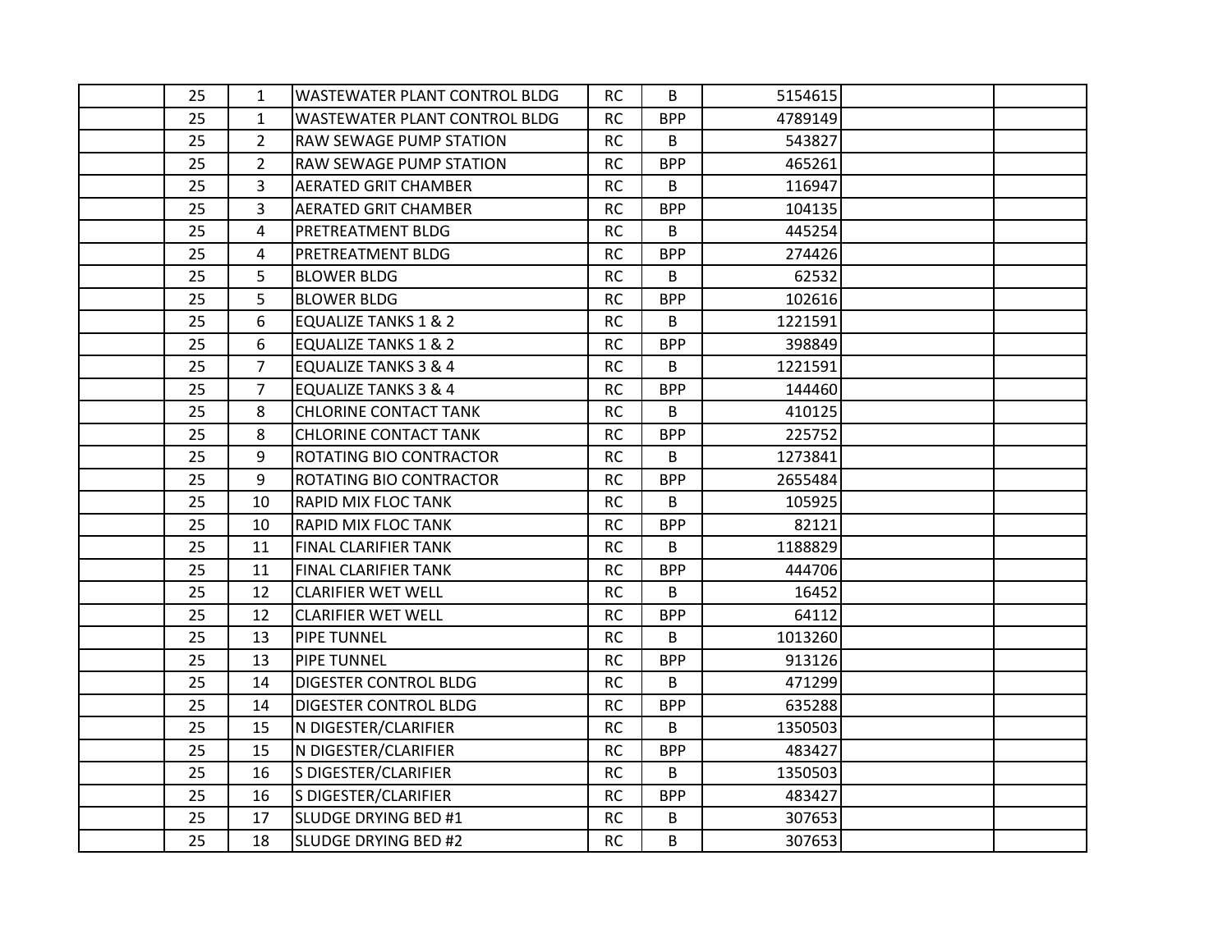| | | | | | | | | |
|---|---|---|---|---|---|---|---|---|
| | 25 | 1 | WASTEWATER PLANT CONTROL BLDG | RC | B | 5154615 | | |
| | 25 | 1 | WASTEWATER PLANT CONTROL BLDG | RC | BPP | 4789149 | | |
| | 25 | 2 | RAW SEWAGE PUMP STATION | RC | B | 543827 | | |
| | 25 | 2 | RAW SEWAGE PUMP STATION | RC | BPP | 465261 | | |
| | 25 | 3 | AERATED GRIT CHAMBER | RC | B | 116947 | | |
| | 25 | 3 | AERATED GRIT CHAMBER | RC | BPP | 104135 | | |
| | 25 | 4 | PRETREATMENT BLDG | RC | B | 445254 | | |
| | 25 | 4 | PRETREATMENT BLDG | RC | BPP | 274426 | | |
| | 25 | 5 | BLOWER BLDG | RC | B | 62532 | | |
| | 25 | 5 | BLOWER BLDG | RC | BPP | 102616 | | |
| | 25 | 6 | EQUALIZE TANKS 1 & 2 | RC | B | 1221591 | | |
| | 25 | 6 | EQUALIZE TANKS 1 & 2 | RC | BPP | 398849 | | |
| | 25 | 7 | EQUALIZE TANKS 3 & 4 | RC | B | 1221591 | | |
| | 25 | 7 | EQUALIZE TANKS 3 & 4 | RC | BPP | 144460 | | |
| | 25 | 8 | CHLORINE CONTACT TANK | RC | B | 410125 | | |
| | 25 | 8 | CHLORINE CONTACT TANK | RC | BPP | 225752 | | |
| | 25 | 9 | ROTATING BIO CONTRACTOR | RC | B | 1273841 | | |
| | 25 | 9 | ROTATING BIO CONTRACTOR | RC | BPP | 2655484 | | |
| | 25 | 10 | RAPID MIX FLOC TANK | RC | B | 105925 | | |
| | 25 | 10 | RAPID MIX FLOC TANK | RC | BPP | 82121 | | |
| | 25 | 11 | FINAL CLARIFIER TANK | RC | B | 1188829 | | |
| | 25 | 11 | FINAL CLARIFIER TANK | RC | BPP | 444706 | | |
| | 25 | 12 | CLARIFIER WET WELL | RC | B | 16452 | | |
| | 25 | 12 | CLARIFIER WET WELL | RC | BPP | 64112 | | |
| | 25 | 13 | PIPE TUNNEL | RC | B | 1013260 | | |
| | 25 | 13 | PIPE TUNNEL | RC | BPP | 913126 | | |
| | 25 | 14 | DIGESTER CONTROL BLDG | RC | B | 471299 | | |
| | 25 | 14 | DIGESTER CONTROL BLDG | RC | BPP | 635288 | | |
| | 25 | 15 | N DIGESTER/CLARIFIER | RC | B | 1350503 | | |
| | 25 | 15 | N DIGESTER/CLARIFIER | RC | BPP | 483427 | | |
| | 25 | 16 | S DIGESTER/CLARIFIER | RC | B | 1350503 | | |
| | 25 | 16 | S DIGESTER/CLARIFIER | RC | BPP | 483427 | | |
| | 25 | 17 | SLUDGE DRYING BED #1 | RC | B | 307653 | | |
| | 25 | 18 | SLUDGE DRYING BED #2 | RC | B | 307653 | | |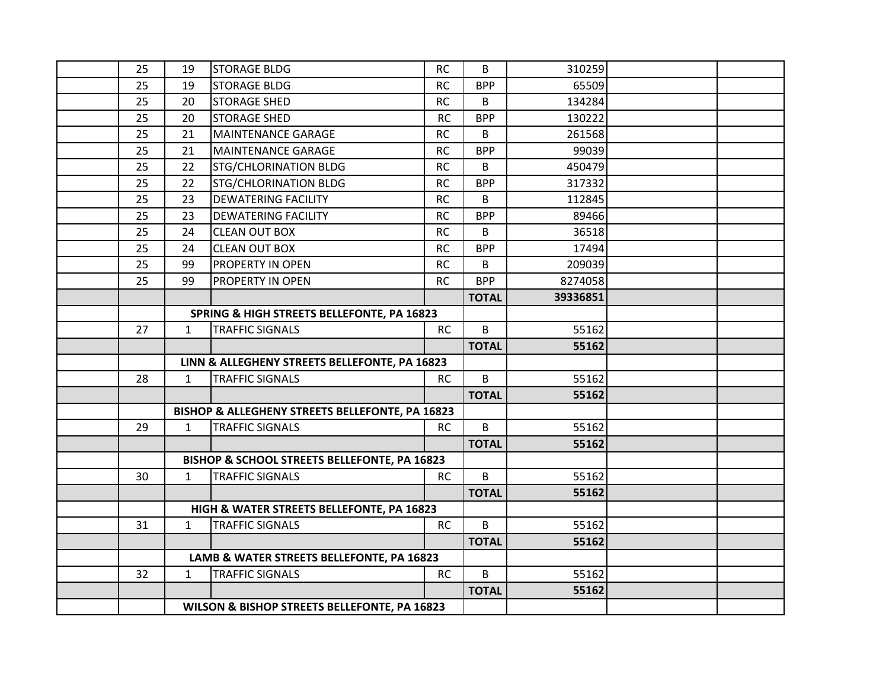| | | | | | | | | |
|---|---|---|---|---|---|---|---|---|
| | 25 | 19 | STORAGE BLDG | RC | B | 310259 | | |
| | 25 | 19 | STORAGE BLDG | RC | BPP | 65509 | | |
| | 25 | 20 | STORAGE SHED | RC | B | 134284 | | |
| | 25 | 20 | STORAGE SHED | RC | BPP | 130222 | | |
| | 25 | 21 | MAINTENANCE GARAGE | RC | B | 261568 | | |
| | 25 | 21 | MAINTENANCE GARAGE | RC | BPP | 99039 | | |
| | 25 | 22 | STG/CHLORINATION BLDG | RC | B | 450479 | | |
| | 25 | 22 | STG/CHLORINATION BLDG | RC | BPP | 317332 | | |
| | 25 | 23 | DEWATERING FACILITY | RC | B | 112845 | | |
| | 25 | 23 | DEWATERING FACILITY | RC | BPP | 89466 | | |
| | 25 | 24 | CLEAN OUT BOX | RC | B | 36518 | | |
| | 25 | 24 | CLEAN OUT BOX | RC | BPP | 17494 | | |
| | 25 | 99 | PROPERTY IN OPEN | RC | B | 209039 | | |
| | 25 | 99 | PROPERTY IN OPEN | RC | BPP | 8274058 | | |
| | | | | | **TOTAL** | **39336851** | | |
| | | **SPRING & HIGH STREETS BELLEFONTE, PA 16823** | | | | | | |
| | 27 | 1 | TRAFFIC SIGNALS | RC | B | 55162 | | |
| | | | | | **TOTAL** | **55162** | | |
| | | **LINN & ALLEGHENY STREETS BELLEFONTE, PA 16823** | | | | | | |
| | 28 | 1 | TRAFFIC SIGNALS | RC | B | 55162 | | |
| | | | | | **TOTAL** | **55162** | | |
| | | **BISHOP & ALLEGHENY STREETS BELLEFONTE, PA 16823** | | | | | | |
| | 29 | 1 | TRAFFIC SIGNALS | RC | B | 55162 | | |
| | | | | | **TOTAL** | **55162** | | |
| | | **BISHOP & SCHOOL STREETS BELLEFONTE, PA 16823** | | | | | | |
| | 30 | 1 | TRAFFIC SIGNALS | RC | B | 55162 | | |
| | | | | | **TOTAL** | **55162** | | |
| | | **HIGH & WATER STREETS BELLEFONTE, PA 16823** | | | | | | |
| | 31 | 1 | TRAFFIC SIGNALS | RC | B | 55162 | | |
| | | | | | **TOTAL** | **55162** | | |
| | | **LAMB & WATER STREETS BELLEFONTE, PA 16823** | | | | | | |
| | 32 | 1 | TRAFFIC SIGNALS | RC | B | 55162 | | |
| | | | | | **TOTAL** | **55162** | | |
| | | **WILSON & BISHOP STREETS BELLEFONTE, PA 16823** | | | | | | |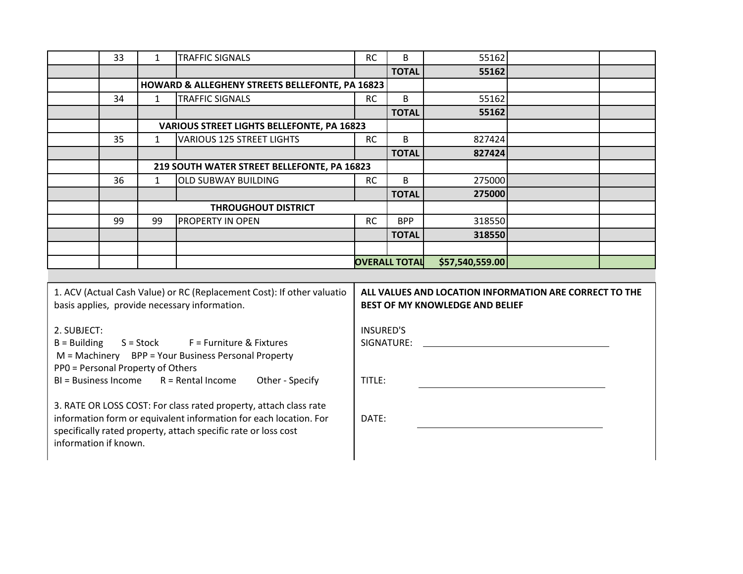| | | | | | | | | |
|---|---|---|---|---|---|---|---|---|
| | 33 | 1 | TRAFFIC SIGNALS | RC | B | 55162 | | |
| | | | | | **TOTAL** | **55162** | | |
| | | **HOWARD & ALLEGHENY STREETS BELLEFONTE, PA 16823** | | | | | | |
| | 34 | 1 | TRAFFIC SIGNALS | RC | B | 55162 | | |
| | | | | | **TOTAL** | **55162** | | |
| | | **VARIOUS STREET LIGHTS BELLEFONTE, PA 16823** | | | | | | |
| | 35 | 1 | VARIOUS 125 STREET LIGHTS | RC | B | 827424 | | |
| | | | | | **TOTAL** | **827424** | | |
| | | **219 SOUTH WATER STREET BELLEFONTE, PA 16823** | | | | | | |
| | 36 | 1 | OLD SUBWAY BUILDING | RC | B | 275000 | | |
| | | | | | **TOTAL** | **275000** | | |
| | | **THROUGHOUT DISTRICT** | | | | | | |
| | 99 | 99 | PROPERTY IN OPEN | RC | BPP | 318550 | | |
| | | | | | **TOTAL** | **318550** | | |
| | | | | | | | | |
| | | | | **OVERALL TOTAL** | | **$57,540,559.00** | | |

1. ACV (Actual Cash Value) or RC (Replacement Cost): If other valuatio basis applies, provide necessary information.

2. SUBJECT:
B = Building S = Stock F = Furniture & Fixtures
M = Machinery BPP = Your Business Personal Property
PP0 = Personal Property of Others
BI = Business Income R = Rental Income Other - Specify

3. RATE OR LOSS COST: For class rated property, attach class rate information form or equivalent information for each location. For specifically rated property, attach specific rate or loss cost information if known.

**ALL VALUES AND LOCATION INFORMATION ARE CORRECT TO THE BEST OF MY KNOWLEDGE AND BELIEF**

INSURED'S SIGNATURE: ______________________

TITLE: ______________________

DATE: ______________________